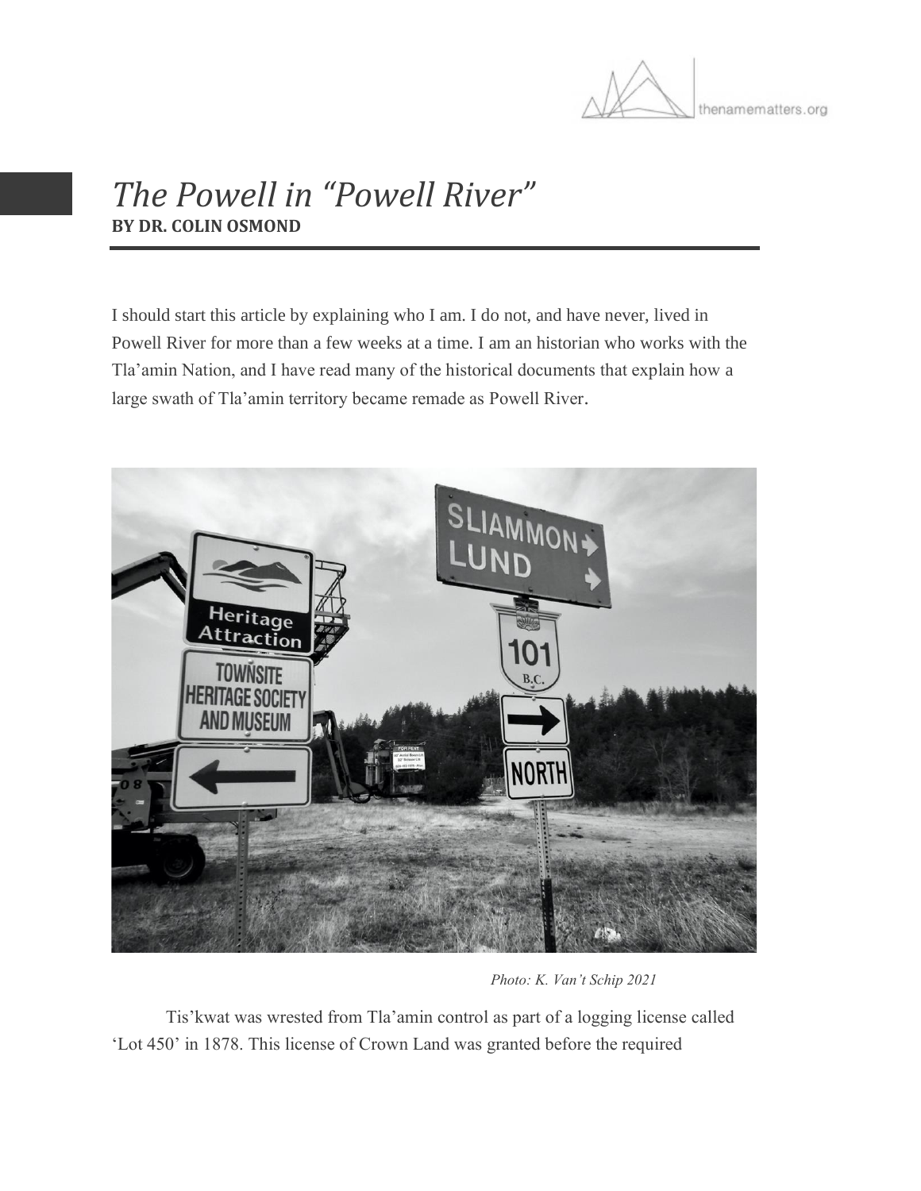# *The Powell in "Powell River"*

**BY DR. COLIN OSMOND**

I should start this article by explaining who I am. I do not, and have never, lived in Powell River for more than a few weeks at a time. I am an historian who works with the Tla'amin Nation, and I have read many of the historical documents that explain how a large swath of Tla'amin territory became remade as Powell River.

*Photo: K. Van't Schip 2021*

Tis'kwat was wrested from Tla'amin control as part of a logging license called 'Lot 450' in 1878. This license of Crown Land was granted before the required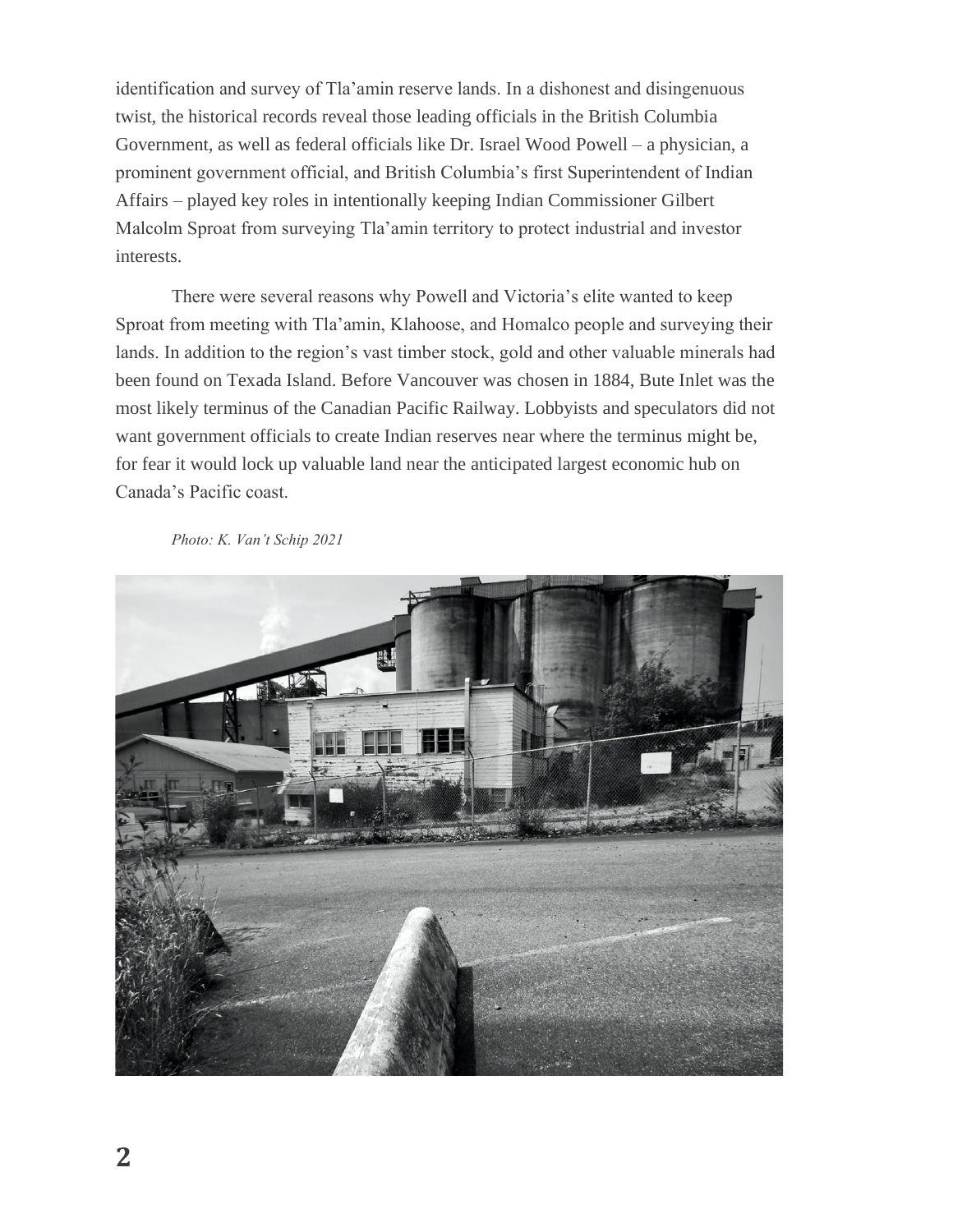identification and survey of Tla'amin reserve lands. In a dishonest and disingenuous twist, the historical records reveal those leading officials in the British Columbia Government, as well as federal officials like Dr. Israel Wood Powell – a physician, a prominent government official, and British Columbia's first Superintendent of Indian Affairs – played key roles in intentionally keeping Indian Commissioner Gilbert Malcolm Sproat from surveying Tla'amin territory to protect industrial and investor interests.

There were several reasons why Powell and Victoria's elite wanted to keep Sproat from meeting with Tla'amin, Klahoose, and Homalco people and surveying their lands. In addition to the region's vast timber stock, gold and other valuable minerals had been found on Texada Island. Before Vancouver was chosen in 1884, Bute Inlet was the most likely terminus of the Canadian Pacific Railway. Lobbyists and speculators did not want government officials to create Indian reserves near where the terminus might be, for fear it would lock up valuable land near the anticipated largest economic hub on Canada's Pacific coast.

*Photo: K. Van't Schip 2021*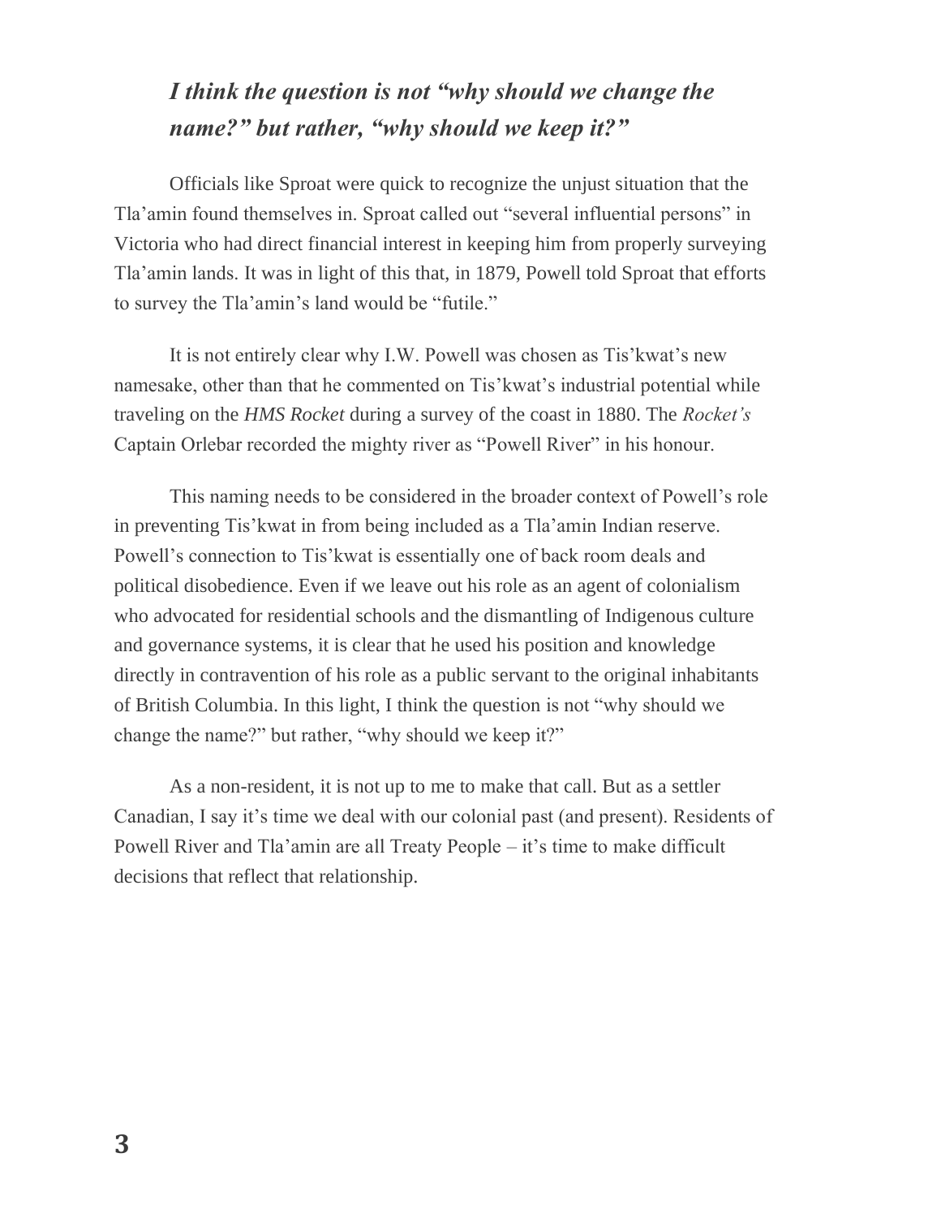***I think the question is not "why should we change the name?" but rather, "why should we keep it?"***

Officials like Sproat were quick to recognize the unjust situation that the Tla'amin found themselves in. Sproat called out "several influential persons" in Victoria who had direct financial interest in keeping him from properly surveying Tla'amin lands. It was in light of this that, in 1879, Powell told Sproat that efforts to survey the Tla'amin's land would be "futile."

It is not entirely clear why I.W. Powell was chosen as Tis'kwat's new namesake, other than that he commented on Tis'kwat's industrial potential while traveling on the *HMS Rocket* during a survey of the coast in 1880. The *Rocket's* Captain Orlebar recorded the mighty river as "Powell River" in his honour.

This naming needs to be considered in the broader context of Powell's role in preventing Tis'kwat in from being included as a Tla'amin Indian reserve. Powell's connection to Tis'kwat is essentially one of back room deals and political disobedience. Even if we leave out his role as an agent of colonialism who advocated for residential schools and the dismantling of Indigenous culture and governance systems, it is clear that he used his position and knowledge directly in contravention of his role as a public servant to the original inhabitants of British Columbia. In this light, I think the question is not "why should we change the name?" but rather, "why should we keep it?"

As a non-resident, it is not up to me to make that call. But as a settler Canadian, I say it's time we deal with our colonial past (and present). Residents of Powell River and Tla'amin are all Treaty People – it's time to make difficult decisions that reflect that relationship.